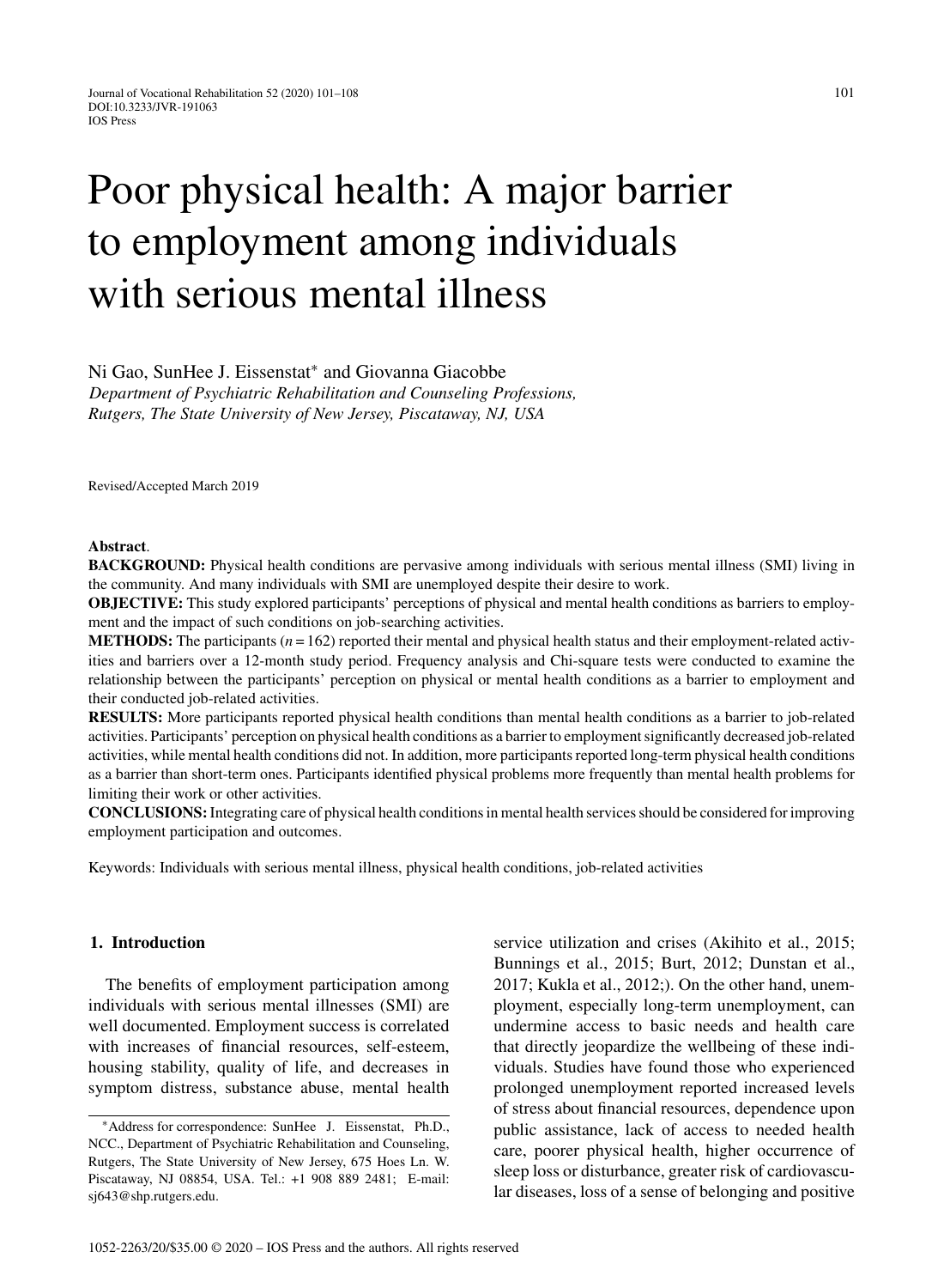# Poor physical health: A major barrier to employment among individuals with serious mental illness

Ni Gao, SunHee J. Eissenstat* and Giovanna Giacobbe

*Department of Psychiatric Rehabilitation and Counseling Professions, Rutgers, The State University of New Jersey, Piscataway, NJ, USA*

Revised/Accepted March 2019

**Abstract**.

**BACKGROUND:** Physical health conditions are pervasive among individuals with serious mental illness (SMI) living in the community. And many individuals with SMI are unemployed despite their desire to work.

**OBJECTIVE:** This study explored participants' perceptions of physical and mental health conditions as barriers to employment and the impact of such conditions on job-searching activities.

**METHODS:** The participants ($n = 162$) reported their mental and physical health status and their employment-related activities and barriers over a 12-month study period. Frequency analysis and Chi-square tests were conducted to examine the relationship between the participants' perception on physical or mental health conditions as a barrier to employment and their conducted job-related activities.

**RESULTS:** More participants reported physical health conditions than mental health conditions as a barrier to job-related activities. Participants' perception on physical health conditions as a barrier to employment significantly decreased job-related activities, while mental health conditions did not. In addition, more participants reported long-term physical health conditions as a barrier than short-term ones. Participants identified physical problems more frequently than mental health problems for limiting their work or other activities.

**CONCLUSIONS:** Integrating care of physical health conditions in mental health services should be considered for improving employment participation and outcomes.

Keywords: Individuals with serious mental illness, physical health conditions, job-related activities

## 1. Introduction

The benefits of employment participation among individuals with serious mental illnesses (SMI) are well documented. Employment success is correlated with increases of financial resources, self-esteem, housing stability, quality of life, and decreases in symptom distress, substance abuse, mental health service utilization and crises (Akihito et al., 2015; Bunnings et al., 2015; Burt, 2012; Dunstan et al., 2017; Kukla et al., 2012;). On the other hand, unemployment, especially long-term unemployment, can undermine access to basic needs and health care that directly jeopardize the wellbeing of these individuals. Studies have found those who experienced prolonged unemployment reported increased levels of stress about financial resources, dependence upon public assistance, lack of access to needed health care, poorer physical health, higher occurrence of sleep loss or disturbance, greater risk of cardiovascular diseases, loss of a sense of belonging and positive

*Address for correspondence: SunHee J. Eissenstat, Ph.D., NCC., Department of Psychiatric Rehabilitation and Counseling, Rutgers, The State University of New Jersey, 675 Hoes Ln. W. Piscataway, NJ 08854, USA. Tel.: +1 908 889 2481; E-mail: sj643@shp.rutgers.edu.

1052-2263/20/$35.00 © 2020 – IOS Press and the authors. All rights reserved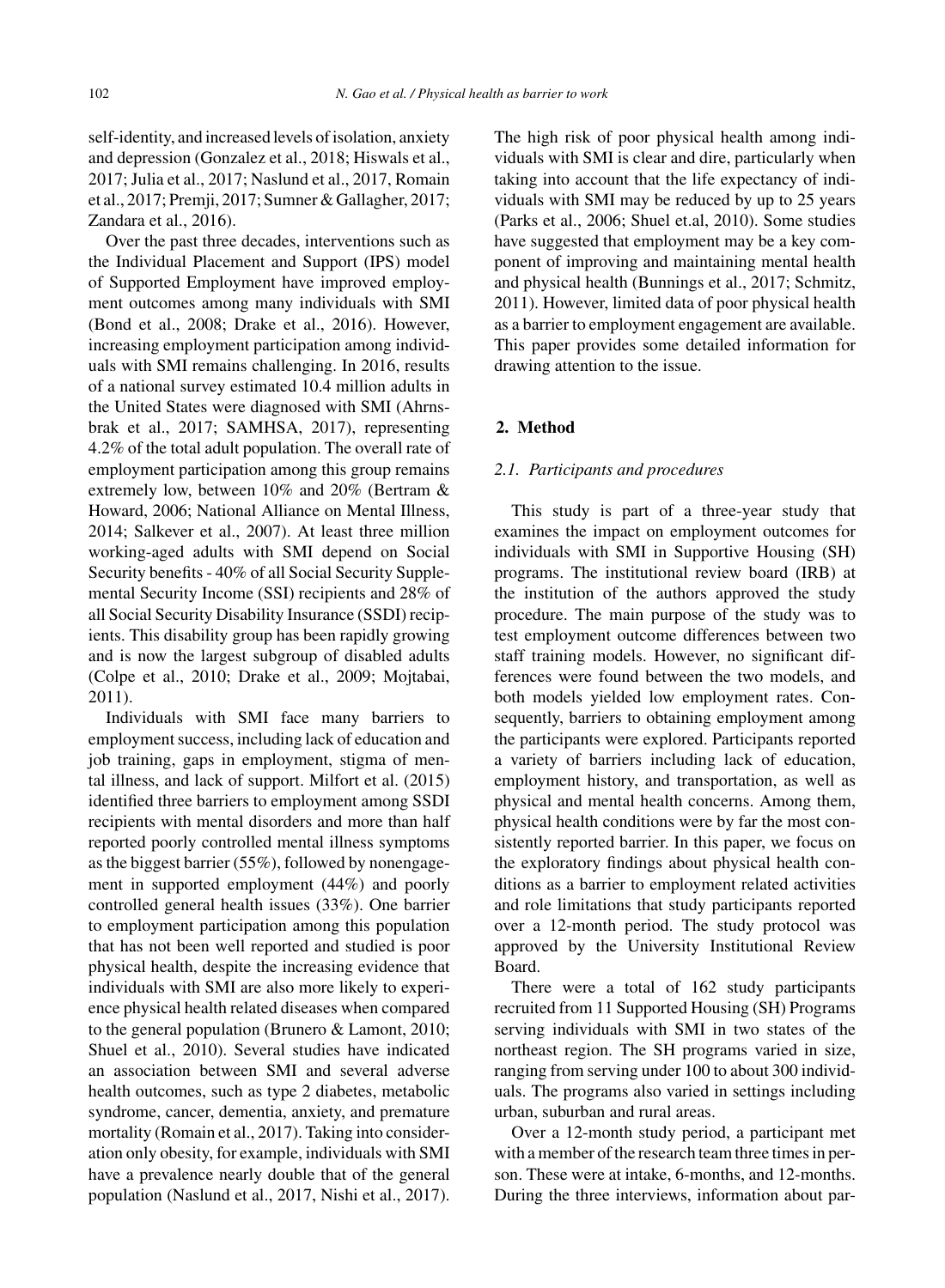self-identity, and increased levels of isolation, anxiety and depression (Gonzalez et al., 2018; Hiswals et al., 2017; Julia et al., 2017; Naslund et al., 2017, Romain et al., 2017; Premji, 2017; Sumner & Gallagher, 2017; Zandara et al., 2016).

Over the past three decades, interventions such as the Individual Placement and Support (IPS) model of Supported Employment have improved employment outcomes among many individuals with SMI (Bond et al., 2008; Drake et al., 2016). However, increasing employment participation among individuals with SMI remains challenging. In 2016, results of a national survey estimated 10.4 million adults in the United States were diagnosed with SMI (Ahrnsbrak et al., 2017; SAMHSA, 2017), representing 4.2% of the total adult population. The overall rate of employment participation among this group remains extremely low, between 10% and 20% (Bertram & Howard, 2006; National Alliance on Mental Illness, 2014; Salkever et al., 2007). At least three million working-aged adults with SMI depend on Social Security benefits - 40% of all Social Security Supplemental Security Income (SSI) recipients and 28% of all Social Security Disability Insurance (SSDI) recipients. This disability group has been rapidly growing and is now the largest subgroup of disabled adults (Colpe et al., 2010; Drake et al., 2009; Mojtabai, 2011).

Individuals with SMI face many barriers to employment success, including lack of education and job training, gaps in employment, stigma of mental illness, and lack of support. Milfort et al. (2015) identified three barriers to employment among SSDI recipients with mental disorders and more than half reported poorly controlled mental illness symptoms as the biggest barrier (55%), followed by nonengagement in supported employment (44%) and poorly controlled general health issues (33%). One barrier to employment participation among this population that has not been well reported and studied is poor physical health, despite the increasing evidence that individuals with SMI are also more likely to experience physical health related diseases when compared to the general population (Brunero & Lamont, 2010; Shuel et al., 2010). Several studies have indicated an association between SMI and several adverse health outcomes, such as type 2 diabetes, metabolic syndrome, cancer, dementia, anxiety, and premature mortality (Romain et al., 2017). Taking into consideration only obesity, for example, individuals with SMI have a prevalence nearly double that of the general population (Naslund et al., 2017, Nishi et al., 2017). The high risk of poor physical health among individuals with SMI is clear and dire, particularly when taking into account that the life expectancy of individuals with SMI may be reduced by up to 25 years (Parks et al., 2006; Shuel et.al, 2010). Some studies have suggested that employment may be a key component of improving and maintaining mental health and physical health (Bunnings et al., 2017; Schmitz, 2011). However, limited data of poor physical health as a barrier to employment engagement are available. This paper provides some detailed information for drawing attention to the issue.

## 2. Method

### *2.1. Participants and procedures*

This study is part of a three-year study that examines the impact on employment outcomes for individuals with SMI in Supportive Housing (SH) programs. The institutional review board (IRB) at the institution of the authors approved the study procedure. The main purpose of the study was to test employment outcome differences between two staff training models. However, no significant differences were found between the two models, and both models yielded low employment rates. Consequently, barriers to obtaining employment among the participants were explored. Participants reported a variety of barriers including lack of education, employment history, and transportation, as well as physical and mental health concerns. Among them, physical health conditions were by far the most consistently reported barrier. In this paper, we focus on the exploratory findings about physical health conditions as a barrier to employment related activities and role limitations that study participants reported over a 12-month period. The study protocol was approved by the University Institutional Review Board.

There were a total of 162 study participants recruited from 11 Supported Housing (SH) Programs serving individuals with SMI in two states of the northeast region. The SH programs varied in size, ranging from serving under 100 to about 300 individuals. The programs also varied in settings including urban, suburban and rural areas.

Over a 12-month study period, a participant met with a member of the research team three times in person. These were at intake, 6-months, and 12-months. During the three interviews, information about par-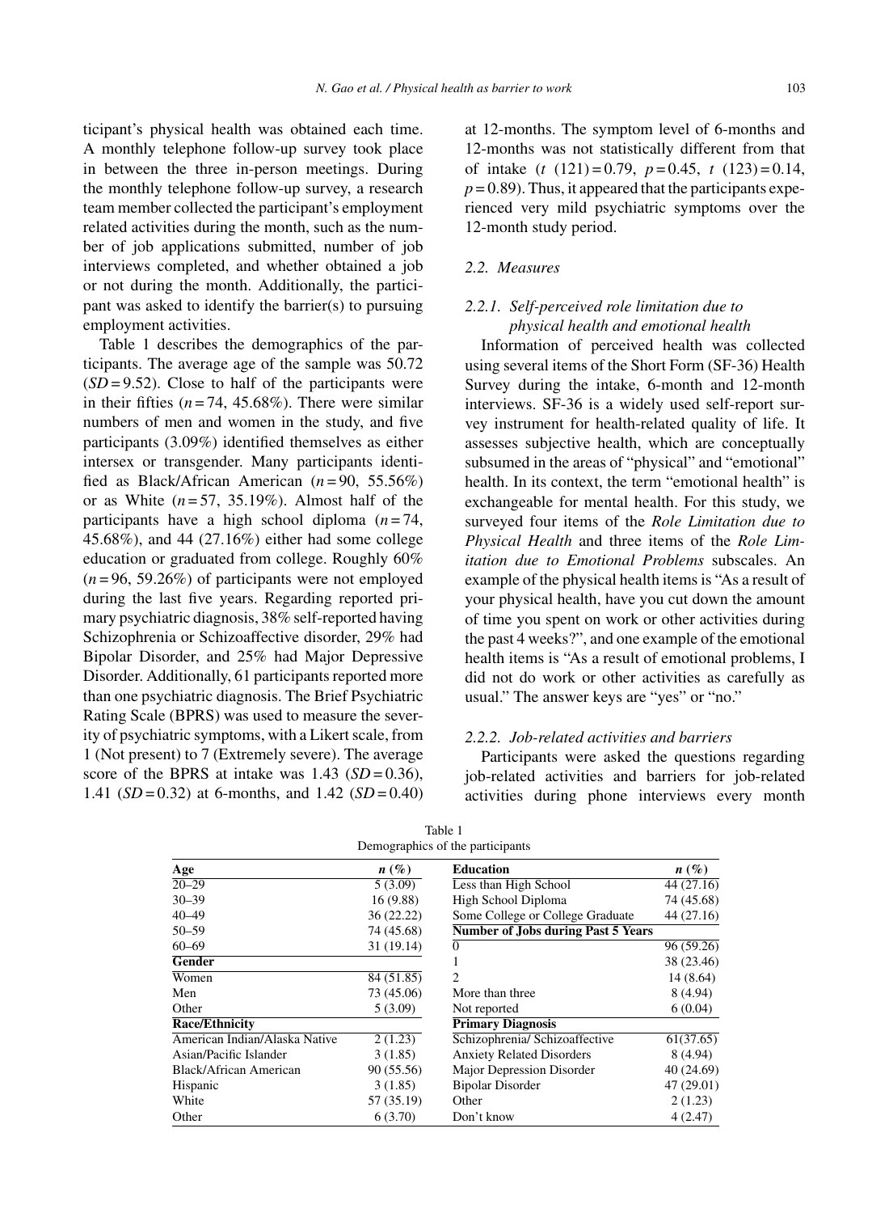ticipant's physical health was obtained each time. A monthly telephone follow-up survey took place in between the three in-person meetings. During the monthly telephone follow-up survey, a research team member collected the participant's employment related activities during the month, such as the number of job applications submitted, number of job interviews completed, and whether obtained a job or not during the month. Additionally, the participant was asked to identify the barrier(s) to pursuing employment activities.

Table 1 describes the demographics of the participants. The average age of the sample was 50.72 ($SD = 9.52$). Close to half of the participants were in their fifties ($n = 74$, 45.68%). There were similar numbers of men and women in the study, and five participants (3.09%) identified themselves as either intersex or transgender. Many participants identified as Black/African American ($n = 90$, 55.56%) or as White ($n = 57$, 35.19%). Almost half of the participants have a high school diploma ($n = 74$, 45.68%), and 44 (27.16%) either had some college education or graduated from college. Roughly 60% ($n = 96$, 59.26%) of participants were not employed during the last five years. Regarding reported primary psychiatric diagnosis, 38% self-reported having Schizophrenia or Schizoaffective disorder, 29% had Bipolar Disorder, and 25% had Major Depressive Disorder. Additionally, 61 participants reported more than one psychiatric diagnosis. The Brief Psychiatric Rating Scale (BPRS) was used to measure the severity of psychiatric symptoms, with a Likert scale, from 1 (Not present) to 7 (Extremely severe). The average score of the BPRS at intake was 1.43 ($SD = 0.36$), 1.41 ($SD = 0.32$) at 6-months, and 1.42 ($SD = 0.40$) at 12-months. The symptom level of 6-months and 12-months was not statistically different from that of intake ($t\ (121) = 0.79$, $p = 0.45$, $t\ (123) = 0.14$, $p = 0.89$). Thus, it appeared that the participants experienced very mild psychiatric symptoms over the 12-month study period.

## 2.2. Measures

### 2.2.1. Self-perceived role limitation due to physical health and emotional health

Information of perceived health was collected using several items of the Short Form (SF-36) Health Survey during the intake, 6-month and 12-month interviews. SF-36 is a widely used self-report survey instrument for health-related quality of life. It assesses subjective health, which are conceptually subsumed in the areas of "physical" and "emotional" health. In its context, the term "emotional health" is exchangeable for mental health. For this study, we surveyed four items of the *Role Limitation due to Physical Health* and three items of the *Role Limitation due to Emotional Problems* subscales. An example of the physical health items is "As a result of your physical health, have you cut down the amount of time you spent on work or other activities during the past 4 weeks?", and one example of the emotional health items is "As a result of emotional problems, I did not do work or other activities as carefully as usual." The answer keys are "yes" or "no."

### 2.2.2. Job-related activities and barriers

Participants were asked the questions regarding job-related activities and barriers for job-related activities during phone interviews every month

Table 1
Demographics of the participants

| Age | *n* (%) | Education | *n* (%) |
|---|---|---|---|
| 20–29 | 5 (3.09) | Less than High School | 44 (27.16) |
| 30–39 | 16 (9.88) | High School Diploma | 74 (45.68) |
| 40–49 | 36 (22.22) | Some College or College Graduate | 44 (27.16) |
| 50–59 | 74 (45.68) | **Number of Jobs during Past 5 Years** | |
| 60–69 | 31 (19.14) | 0 | 96 (59.26) |
| **Gender** | | 1 | 38 (23.46) |
| Women | 84 (51.85) | 2 | 14 (8.64) |
| Men | 73 (45.06) | More than three | 8 (4.94) |
| Other | 5 (3.09) | Not reported | 6 (0.04) |
| **Race/Ethnicity** | | **Primary Diagnosis** | |
| American Indian/Alaska Native | 2 (1.23) | Schizophrenia/ Schizoaffective | 61(37.65) |
| Asian/Pacific Islander | 3 (1.85) | Anxiety Related Disorders | 8 (4.94) |
| Black/African American | 90 (55.56) | Major Depression Disorder | 40 (24.69) |
| Hispanic | 3 (1.85) | Bipolar Disorder | 47 (29.01) |
| White | 57 (35.19) | Other | 2 (1.23) |
| Other | 6 (3.70) | Don't know | 4 (2.47) |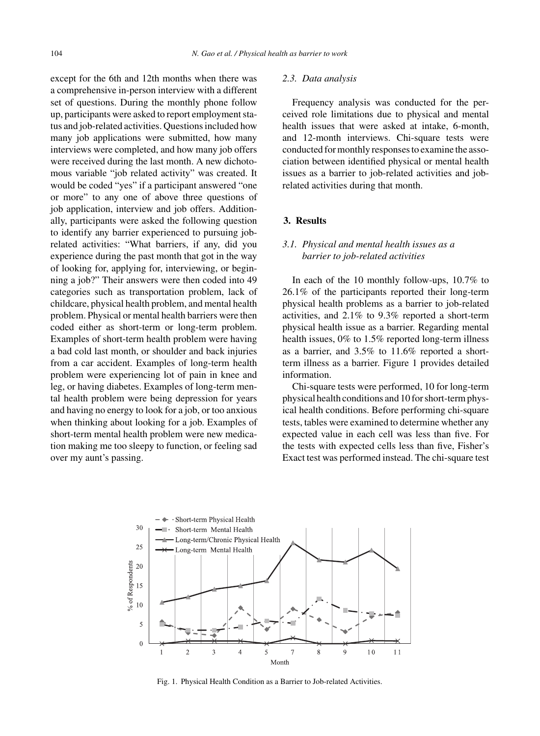except for the 6th and 12th months when there was a comprehensive in-person interview with a different set of questions. During the monthly phone follow up, participants were asked to report employment status and job-related activities. Questions included how many job applications were submitted, how many interviews were completed, and how many job offers were received during the last month. A new dichotomous variable "job related activity" was created. It would be coded "yes" if a participant answered "one or more" to any one of above three questions of job application, interview and job offers. Additionally, participants were asked the following question to identify any barrier experienced to pursuing job-related activities: "What barriers, if any, did you experience during the past month that got in the way of looking for, applying for, interviewing, or beginning a job?" Their answers were then coded into 49 categories such as transportation problem, lack of childcare, physical health problem, and mental health problem. Physical or mental health barriers were then coded either as short-term or long-term problem. Examples of short-term health problem were having a bad cold last month, or shoulder and back injuries from a car accident. Examples of long-term health problem were experiencing lot of pain in knee and leg, or having diabetes. Examples of long-term mental health problem were being depression for years and having no energy to look for a job, or too anxious when thinking about looking for a job. Examples of short-term mental health problem were new medication making me too sleepy to function, or feeling sad over my aunt's passing.

### *2.3. Data analysis*

Frequency analysis was conducted for the perceived role limitations due to physical and mental health issues that were asked at intake, 6-month, and 12-month interviews. Chi-square tests were conducted for monthly responses to examine the association between identified physical or mental health issues as a barrier to job-related activities and job-related activities during that month.

## 3. Results

### *3.1. Physical and mental health issues as a barrier to job-related activities*

In each of the 10 monthly follow-ups, 10.7% to 26.1% of the participants reported their long-term physical health problems as a barrier to job-related activities, and 2.1% to 9.3% reported a short-term physical health issue as a barrier. Regarding mental health issues, 0% to 1.5% reported long-term illness as a barrier, and 3.5% to 11.6% reported a short-term illness as a barrier. Figure 1 provides detailed information.

Chi-square tests were performed, 10 for long-term physical health conditions and 10 for short-term physical health conditions. Before performing chi-square tests, tables were examined to determine whether any expected value in each cell was less than five. For the tests with expected cells less than five, Fisher's Exact test was performed instead. The chi-square test

Fig. 1. Physical Health Condition as a Barrier to Job-related Activities.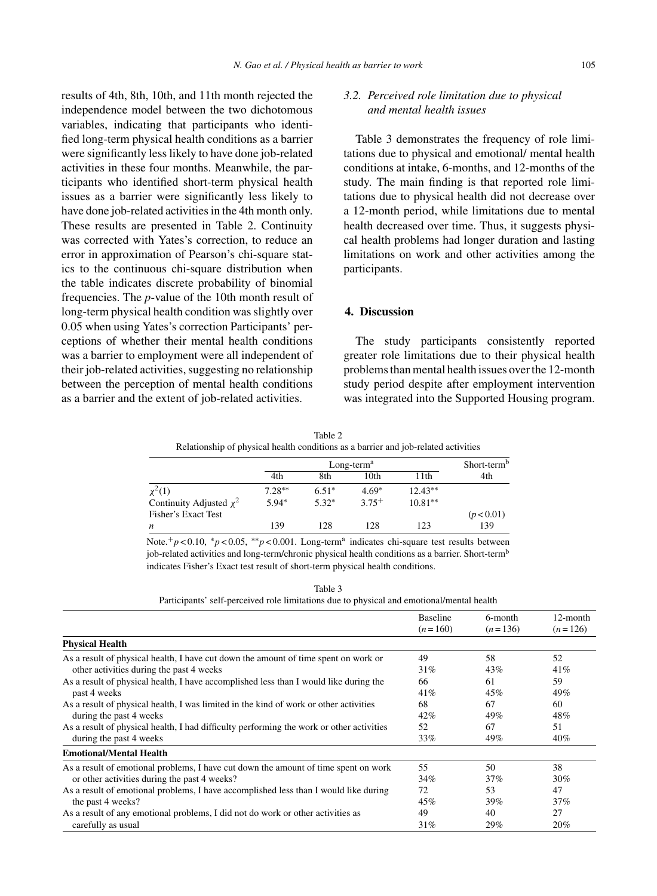results of 4th, 8th, 10th, and 11th month rejected the independence model between the two dichotomous variables, indicating that participants who identified long-term physical health conditions as a barrier were significantly less likely to have done job-related activities in these four months. Meanwhile, the participants who identified short-term physical health issues as a barrier were significantly less likely to have done job-related activities in the 4th month only. These results are presented in Table 2. Continuity was corrected with Yates's correction, to reduce an error in approximation of Pearson's chi-square statics to the continuous chi-square distribution when the table indicates discrete probability of binomial frequencies. The *p*-value of the 10th month result of long-term physical health condition was slightly over 0.05 when using Yates's correction Participants' perceptions of whether their mental health conditions was a barrier to employment were all independent of their job-related activities, suggesting no relationship between the perception of mental health conditions as a barrier and the extent of job-related activities.

### 3.2. Perceived role limitation due to physical and mental health issues

Table 3 demonstrates the frequency of role limitations due to physical and emotional/ mental health conditions at intake, 6-months, and 12-months of the study. The main finding is that reported role limitations due to physical health did not decrease over a 12-month period, while limitations due to mental health decreased over time. Thus, it suggests physical health problems had longer duration and lasting limitations on work and other activities among the participants.

## 4. Discussion

The study participants consistently reported greater role limitations due to their physical health problems than mental health issues over the 12-month study period despite after employment intervention was integrated into the Supported Housing program.

Table 2
Relationship of physical health conditions as a barrier and job-related activities

| | Long-term[a] | | | | Short-term[b] |
|---|---|---|---|---|---|
| | 4th | 8th | 10th | 11th | 4th |
| $\chi^2(1)$ | 7.28** | 6.51* | 4.69* | 12.43** | |
| Continuity Adjusted $\chi^2$ | 5.94* | 5.32* | 3.75+ | 10.81** | |
| Fisher's Exact Test | | | | | ($p < 0.01$) |
| *n* | 139 | 128 | 128 | 123 | 139 |

Note. $^{+}p < 0.10$, $^{*}p < 0.05$, $^{**}p < 0.001$. Long-term[a] indicates chi-square test results between job-related activities and long-term/chronic physical health conditions as a barrier. Short-term[b] indicates Fisher's Exact test result of short-term physical health conditions.

Table 3
Participants' self-perceived role limitations due to physical and emotional/mental health

| | Baseline ($n = 160$) | 6-month ($n = 136$) | 12-month ($n = 126$) |
|---|---|---|---|
| **Physical Health** | | | |
| As a result of physical health, I have cut down the amount of time spent on work or other activities during the past 4 weeks | 49<br>31% | 58<br>43% | 52<br>41% |
| As a result of physical health, I have accomplished less than I would like during the past 4 weeks | 66<br>41% | 61<br>45% | 59<br>49% |
| As a result of physical health, I was limited in the kind of work or other activities during the past 4 weeks | 68<br>42% | 67<br>49% | 60<br>48% |
| As a result of physical health, I had difficulty performing the work or other activities during the past 4 weeks | 52<br>33% | 67<br>49% | 51<br>40% |
| **Emotional/Mental Health** | | | |
| As a result of emotional problems, I have cut down the amount of time spent on work or other activities during the past 4 weeks? | 55<br>34% | 50<br>37% | 38<br>30% |
| As a result of emotional problems, I have accomplished less than I would like during the past 4 weeks? | 72<br>45% | 53<br>39% | 47<br>37% |
| As a result of any emotional problems, I did not do work or other activities as carefully as usual | 49<br>31% | 40<br>29% | 27<br>20% |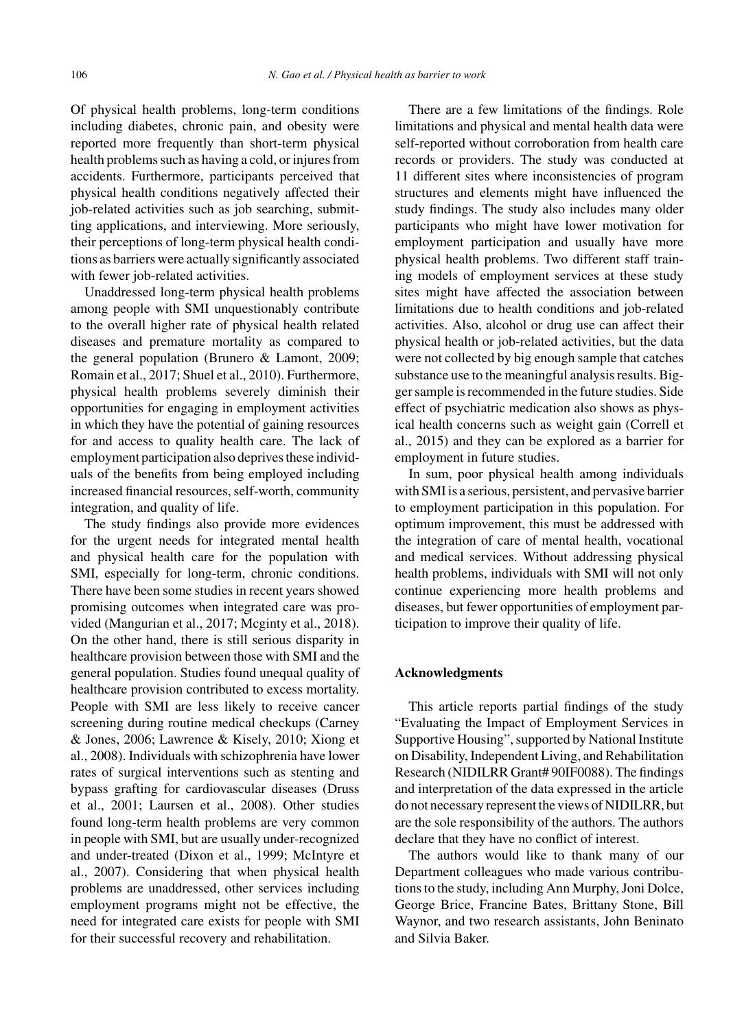Of physical health problems, long-term conditions including diabetes, chronic pain, and obesity were reported more frequently than short-term physical health problems such as having a cold, or injures from accidents. Furthermore, participants perceived that physical health conditions negatively affected their job-related activities such as job searching, submitting applications, and interviewing. More seriously, their perceptions of long-term physical health conditions as barriers were actually significantly associated with fewer job-related activities.

Unaddressed long-term physical health problems among people with SMI unquestionably contribute to the overall higher rate of physical health related diseases and premature mortality as compared to the general population (Brunero & Lamont, 2009; Romain et al., 2017; Shuel et al., 2010). Furthermore, physical health problems severely diminish their opportunities for engaging in employment activities in which they have the potential of gaining resources for and access to quality health care. The lack of employment participation also deprives these individuals of the benefits from being employed including increased financial resources, self-worth, community integration, and quality of life.

The study findings also provide more evidences for the urgent needs for integrated mental health and physical health care for the population with SMI, especially for long-term, chronic conditions. There have been some studies in recent years showed promising outcomes when integrated care was provided (Mangurian et al., 2017; Mcginty et al., 2018). On the other hand, there is still serious disparity in healthcare provision between those with SMI and the general population. Studies found unequal quality of healthcare provision contributed to excess mortality. People with SMI are less likely to receive cancer screening during routine medical checkups (Carney & Jones, 2006; Lawrence & Kisely, 2010; Xiong et al., 2008). Individuals with schizophrenia have lower rates of surgical interventions such as stenting and bypass grafting for cardiovascular diseases (Druss et al., 2001; Laursen et al., 2008). Other studies found long-term health problems are very common in people with SMI, but are usually under-recognized and under-treated (Dixon et al., 1999; McIntyre et al., 2007). Considering that when physical health problems are unaddressed, other services including employment programs might not be effective, the need for integrated care exists for people with SMI for their successful recovery and rehabilitation.

There are a few limitations of the findings. Role limitations and physical and mental health data were self-reported without corroboration from health care records or providers. The study was conducted at 11 different sites where inconsistencies of program structures and elements might have influenced the study findings. The study also includes many older participants who might have lower motivation for employment participation and usually have more physical health problems. Two different staff training models of employment services at these study sites might have affected the association between limitations due to health conditions and job-related activities. Also, alcohol or drug use can affect their physical health or job-related activities, but the data were not collected by big enough sample that catches substance use to the meaningful analysis results. Bigger sample is recommended in the future studies. Side effect of psychiatric medication also shows as physical health concerns such as weight gain (Correll et al., 2015) and they can be explored as a barrier for employment in future studies.

In sum, poor physical health among individuals with SMI is a serious, persistent, and pervasive barrier to employment participation in this population. For optimum improvement, this must be addressed with the integration of care of mental health, vocational and medical services. Without addressing physical health problems, individuals with SMI will not only continue experiencing more health problems and diseases, but fewer opportunities of employment participation to improve their quality of life.

## Acknowledgments

This article reports partial findings of the study "Evaluating the Impact of Employment Services in Supportive Housing", supported by National Institute on Disability, Independent Living, and Rehabilitation Research (NIDILRR Grant# 90IF0088). The findings and interpretation of the data expressed in the article do not necessary represent the views of NIDILRR, but are the sole responsibility of the authors. The authors declare that they have no conflict of interest.

The authors would like to thank many of our Department colleagues who made various contributions to the study, including Ann Murphy, Joni Dolce, George Brice, Francine Bates, Brittany Stone, Bill Waynor, and two research assistants, John Beninato and Silvia Baker.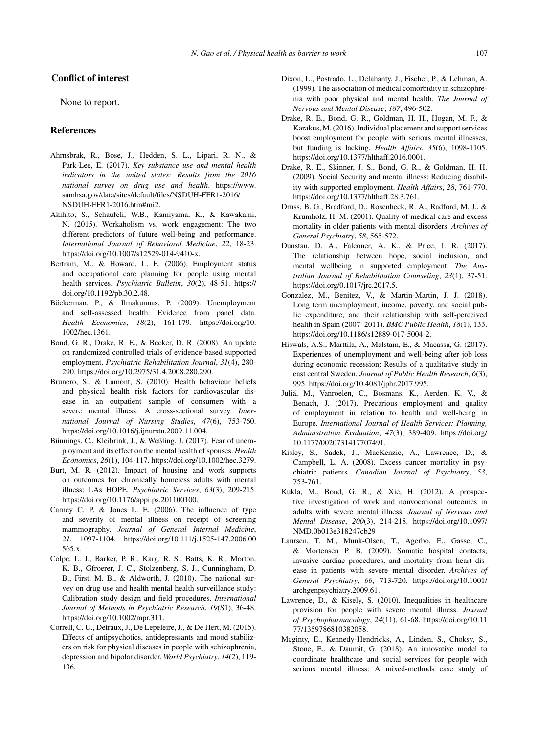## Conflict of interest

None to report.

## References

Ahrnsbrak, R., Bose, J., Hedden, S. L., Lipari, R. N., & Park-Lee, E. (2017). *Key substance use and mental health indicators in the united states: Results from the 2016 national survey on drug use and health*. https://www.samhsa.gov/data/sites/default/files/NSDUH-FFR1-2016/NSDUH-FFR1-2016.htm#mi2.

Akihito, S., Schaufeli, W.B., Kamiyama, K., & Kawakami, N. (2015). Workaholism vs. work engagement: The two different predictors of future well-being and performance. *International Journal of Behavioral Medicine*, *22*, 18-23. https://doi.org/10.1007/s12529-014-9410-x.

Bertram, M., & Howard, L. E. (2006). Employment status and occupational care planning for people using mental health services. *Psychiatric Bulletin*, *30*(2), 48-51. https://doi.org/10.1192/pb.30.2.48.

Böckerman, P., & Ilmakunnas, P. (2009). Unemployment and self-assessed health: Evidence from panel data. *Health Economics*, *18*(2), 161-179. https://doi.org/10.1002/hec.1361.

Bond, G. R., Drake, R. E., & Becker, D. R. (2008). An update on randomized controlled trials of evidence-based supported employment. *Psychiatric Rehabilitation Journal*, *31*(4), 280-290. https://doi.org/10.2975/31.4.2008.280.290.

Brunero, S., & Lamont, S. (2010). Health behaviour beliefs and physical health risk factors for cardiovascular disease in an outpatient sample of consumers with a severe mental illness: A cross-sectional survey. *International Journal of Nursing Studies*, *47*(6), 753-760. https://doi.org/10.1016/j.ijnurstu.2009.11.004.

Bünnings, C., Kleibrink, J., & Weßling, J. (2017). Fear of unemployment and its effect on the mental health of spouses. *Health Economics*, *26*(1), 104-117. https://doi.org/10.1002/hec.3279.

Burt, M. R. (2012). Impact of housing and work supports on outcomes for chronically homeless adults with mental illness: LAs HOPE. *Psychiatric Services*, *63*(3), 209-215. https://doi.org/10.1176/appi.ps.201100100.

Carney C. P. & Jones L. E. (2006). The influence of type and severity of mental illness on receipt of screening mammography. *Journal of General Internal Medicine*, *21*, 1097-1104. https://doi.org/10.111/j.1525-147.2006.00565.x.

Colpe, L. J., Barker, P. R., Karg, R. S., Batts, K. R., Morton, K. B., Gfroerer, J. C., Stolzenberg, S. J., Cunningham, D. B., First, M. B., & Aldworth, J. (2010). The national survey on drug use and health mental health surveillance study: Calibration study design and field procedures. *International Journal of Methods in Psychiatric Research*, *19*(S1), 36-48. https://doi.org/10.1002/mpr.311.

Correll, C. U., Detraux, J., De Lepeleire, J., & De Hert, M. (2015). Effects of antipsychotics, antidepressants and mood stabilizers on risk for physical diseases in people with schizophrenia, depression and bipolar disorder. *World Psychiatry*, *14*(2), 119-136.

Dixon, L., Postrado, L., Delahanty, J., Fischer, P., & Lehman, A. (1999). The association of medical comorbidity in schizophrenia with poor physical and mental health. *The Journal of Nervous and Mental Disease*; *187*, 496-502.

Drake, R. E., Bond, G. R., Goldman, H. H., Hogan, M. F., & Karakus, M. (2016). Individual placement and support services boost employment for people with serious mental illnesses, but funding is lacking. *Health Affairs*, *35*(6), 1098-1105. https://doi.org/10.1377/hlthaff.2016.0001.

Drake, R. E., Skinner, J. S., Bond, G. R., & Goldman, H. H. (2009). Social Security and mental illness: Reducing disability with supported employment. *Health Affairs*, *28*, 761-770. https://doi.org/10.1377/hlthaff.28.3.761.

Druss, B. G., Bradford, D., Rosenheck, R. A., Radford, M. J., & Krumholz, H. M. (2001). Quality of medical care and excess mortality in older patients with mental disorders. *Archives of General Psychiatry*, *58*, 565-572.

Dunstan, D. A., Falconer, A. K., & Price, I. R. (2017). The relationship between hope, social inclusion, and mental wellbeing in supported employment. *The Australian Journal of Rehabilitation Counseling*, *23*(1), 37-51. https://doi.org/0.1017/jrc.2017.5.

Gonzalez, M., Benitez, V., & Martin-Martin, J. J. (2018). Long term unemployment, income, poverty, and social public expenditure, and their relationship with self-perceived health in Spain (2007–2011). *BMC Public Health*, *18*(1), 133. https://doi.org/10.1186/s12889-017-5004-2.

Hiswals, A.S., Marttila, A., Malstam, E., & Macassa, G. (2017). Experiences of unemployment and well-being after job loss during economic recession: Results of a qualitative study in east central Sweden. *Journal of Public Health Research*, *6*(3), 995. https://doi.org/10.4081/jphr.2017.995.

Juliá, M., Vanroelen, C., Bosmans, K., Aerden, K. V., & Benach, J. (2017). Precarious employment and quality of employment in relation to health and well-being in Europe. *International Journal of Health Services: Planning, Administration Evaluation*, *47*(3), 389-409. https://doi.org/10.1177/0020731417707491.

Kisley, S., Sadek, J., MacKenzie, A., Lawrence, D., & Campbell, L. A. (2008). Excess cancer mortality in psychiatric patients. *Canadian Journal of Psychiatry*, *53*, 753-761.

Kukla, M., Bond, G. R., & Xie, H. (2012). A prospective investigation of work and nonvocational outcomes in adults with severe mental illness. *Journal of Nervous and Mental Disease*, *200*(3), 214-218. https://doi.org/10.1097/NMD.0b013e318247cb29

Laursen, T. M., Munk-Olsen, T., Agerbo, E., Gasse, C., & Mortensen P. B. (2009). Somatic hospital contacts, invasive cardiac procedures, and mortality from heart disease in patients with severe mental disorder. *Archives of General Psychiatry*, *66*, 713-720. https://doi.org/10.1001/archgenpsychiatry.2009.61.

Lawrence, D., & Kisely, S. (2010). Inequalities in healthcare provision for people with severe mental illness. *Journal of Psychopharmacology*, *24*(11), 61-68. https://doi.org/10.1177/1359786810382058.

Mcginty, E., Kennedy-Hendricks, A., Linden, S., Choksy, S., Stone, E., & Daumit, G. (2018). An innovative model to coordinate healthcare and social services for people with serious mental illness: A mixed-methods case study of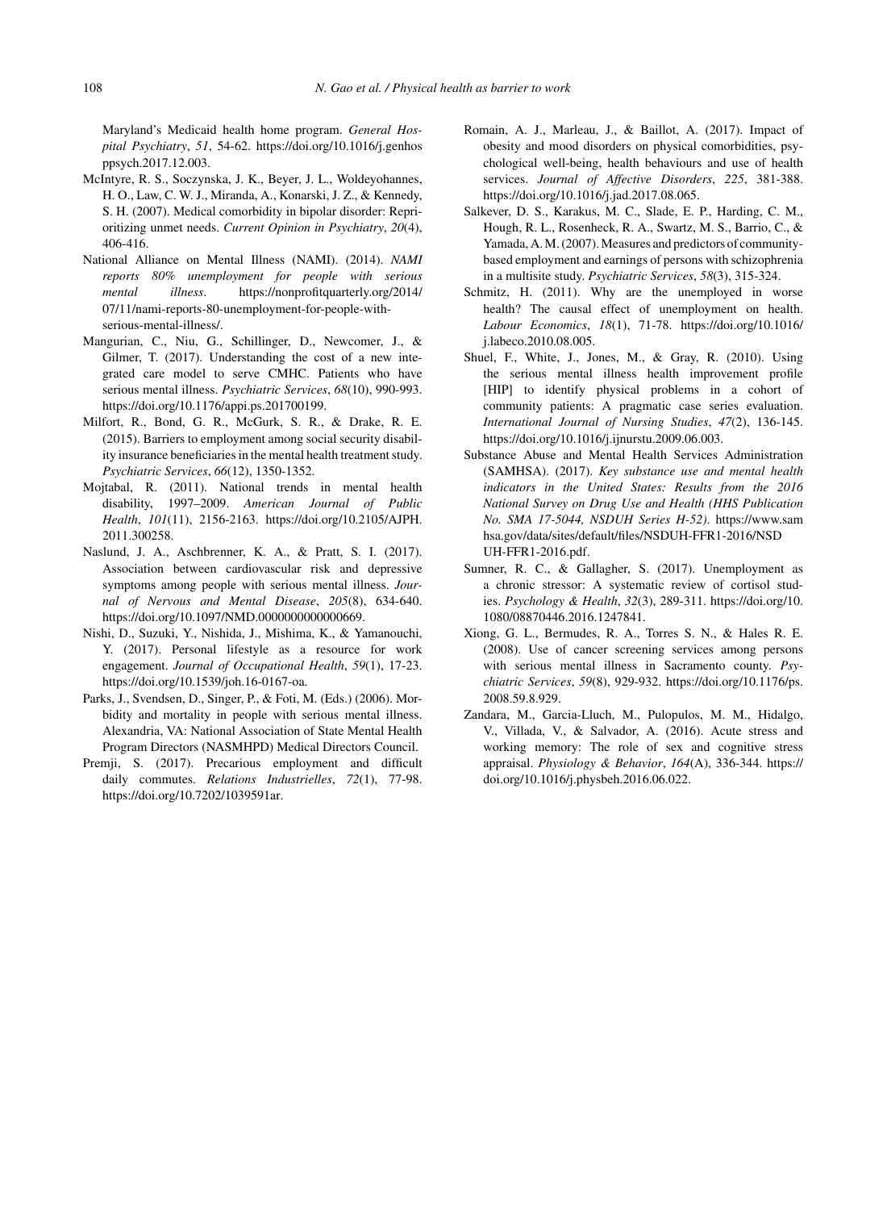Maryland's Medicaid health home program. *General Hospital Psychiatry*, *51*, 54-62. https://doi.org/10.1016/j.genhosppsych.2017.12.003.

McIntyre, R. S., Soczynska, J. K., Beyer, J. L., Woldeyohannes, H. O., Law, C. W. J., Miranda, A., Konarski, J. Z., & Kennedy, S. H. (2007). Medical comorbidity in bipolar disorder: Reprioritizing unmet needs. *Current Opinion in Psychiatry*, *20*(4), 406-416.

National Alliance on Mental Illness (NAMI). (2014). *NAMI reports 80% unemployment for people with serious mental illness*. https://nonprofitquarterly.org/2014/07/11/nami-reports-80-unemployment-for-people-with-serious-mental-illness/.

Mangurian, C., Niu, G., Schillinger, D., Newcomer, J., & Gilmer, T. (2017). Understanding the cost of a new integrated care model to serve CMHC. Patients who have serious mental illness. *Psychiatric Services*, *68*(10), 990-993. https://doi.org/10.1176/appi.ps.201700199.

Milfort, R., Bond, G. R., McGurk, S. R., & Drake, R. E. (2015). Barriers to employment among social security disability insurance beneficiaries in the mental health treatment study. *Psychiatric Services*, *66*(12), 1350-1352.

Mojtabal, R. (2011). National trends in mental health disability, 1997–2009. *American Journal of Public Health*, *101*(11), 2156-2163. https://doi.org/10.2105/AJPH.2011.300258.

Naslund, J. A., Aschbrenner, K. A., & Pratt, S. I. (2017). Association between cardiovascular risk and depressive symptoms among people with serious mental illness. *Journal of Nervous and Mental Disease*, *205*(8), 634-640. https://doi.org/10.1097/NMD.0000000000000669.

Nishi, D., Suzuki, Y., Nishida, J., Mishima, K., & Yamanouchi, Y. (2017). Personal lifestyle as a resource for work engagement. *Journal of Occupational Health*, *59*(1), 17-23. https://doi.org/10.1539/joh.16-0167-oa.

Parks, J., Svendsen, D., Singer, P., & Foti, M. (Eds.) (2006). Morbidity and mortality in people with serious mental illness. Alexandria, VA: National Association of State Mental Health Program Directors (NASMHPD) Medical Directors Council.

Premji, S. (2017). Precarious employment and difficult daily commutes. *Relations Industrielles*, *72*(1), 77-98. https://doi.org/10.7202/1039591ar.

Romain, A. J., Marleau, J., & Baillot, A. (2017). Impact of obesity and mood disorders on physical comorbidities, psychological well-being, health behaviours and use of health services. *Journal of Affective Disorders*, *225*, 381-388. https://doi.org/10.1016/j.jad.2017.08.065.

Salkever, D. S., Karakus, M. C., Slade, E. P., Harding, C. M., Hough, R. L., Rosenheck, R. A., Swartz, M. S., Barrio, C., & Yamada, A. M. (2007). Measures and predictors of community-based employment and earnings of persons with schizophrenia in a multisite study. *Psychiatric Services*, *58*(3), 315-324.

Schmitz, H. (2011). Why are the unemployed in worse health? The causal effect of unemployment on health. *Labour Economics*, *18*(1), 71-78. https://doi.org/10.1016/j.labeco.2010.08.005.

Shuel, F., White, J., Jones, M., & Gray, R. (2010). Using the serious mental illness health improvement profile [HIP] to identify physical problems in a cohort of community patients: A pragmatic case series evaluation. *International Journal of Nursing Studies*, *47*(2), 136-145. https://doi.org/10.1016/j.ijnurstu.2009.06.003.

Substance Abuse and Mental Health Services Administration (SAMHSA). (2017). *Key substance use and mental health indicators in the United States: Results from the 2016 National Survey on Drug Use and Health (HHS Publication No. SMA 17-5044, NSDUH Series H-52)*. https://www.samhsa.gov/data/sites/default/files/NSDUH-FFR1-2016/NSDUH-FFR1-2016.pdf.

Sumner, R. C., & Gallagher, S. (2017). Unemployment as a chronic stressor: A systematic review of cortisol studies. *Psychology & Health*, *32*(3), 289-311. https://doi.org/10.1080/08870446.2016.1247841.

Xiong, G. L., Bermudes, R. A., Torres S. N., & Hales R. E. (2008). Use of cancer screening services among persons with serious mental illness in Sacramento county. *Psychiatric Services*, *59*(8), 929-932. https://doi.org/10.1176/ps.2008.59.8.929.

Zandara, M., Garcia-Lluch, M., Pulopulos, M. M., Hidalgo, V., Villada, V., & Salvador, A. (2016). Acute stress and working memory: The role of sex and cognitive stress appraisal. *Physiology & Behavior*, *164*(A), 336-344. https://doi.org/10.1016/j.physbeh.2016.06.022.